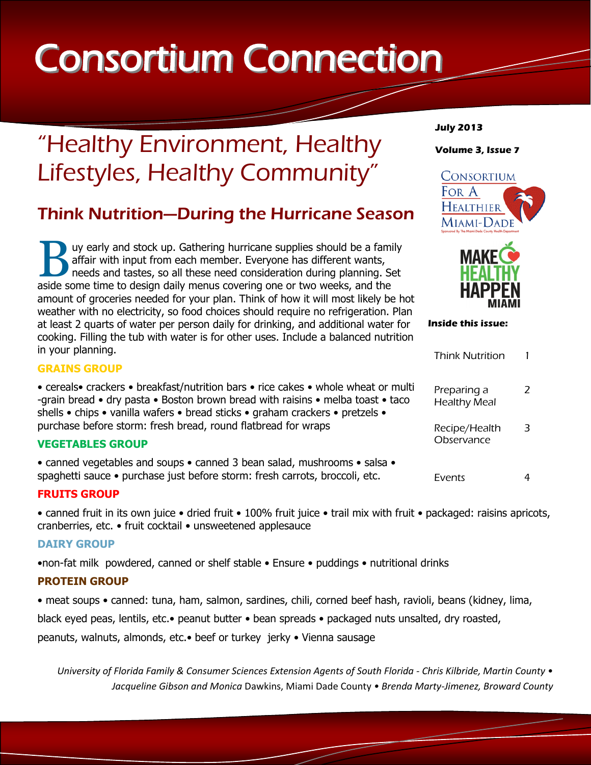# Consortium Connection

July 2013

Volume 3, Issue 7

## "Healthy Environment, Healthy Lifestyles, Healthy Community"

**Inside this issue:**

| | |
|---|---|
| Think Nutrition | 1 |
| Preparing a Healthy Meal | 2 |
| Recipe/Health Observance | 3 |
| Events | 4 |

## Think Nutrition—During the Hurricane Season

Buy early and stock up. Gathering hurricane supplies should be a family affair with input from each member. Everyone has different wants, needs and tastes, so all these need consideration during planning. Set aside some time to design daily menus covering one or two weeks, and the amount of groceries needed for your plan. Think of how it will most likely be hot weather with no electricity, so food choices should require no refrigeration. Plan at least 2 quarts of water per person daily for drinking, and additional water for cooking. Filling the tub with water is for other uses. Include a balanced nutrition in your planning.

### GRAINS GROUP

• cereals• crackers • breakfast/nutrition bars • rice cakes • whole wheat or multi-grain bread • dry pasta • Boston brown bread with raisins • melba toast • taco shells • chips • vanilla wafers • bread sticks • graham crackers • pretzels • purchase before storm: fresh bread, round flatbread for wraps

### VEGETABLES GROUP

• canned vegetables and soups • canned 3 bean salad, mushrooms • salsa • spaghetti sauce • purchase just before storm: fresh carrots, broccoli, etc.

### FRUITS GROUP

• canned fruit in its own juice • dried fruit • 100% fruit juice • trail mix with fruit • packaged: raisins apricots, cranberries, etc. • fruit cocktail • unsweetened applesauce

### DAIRY GROUP

•non-fat milk powdered, canned or shelf stable • Ensure • puddings • nutritional drinks

### PROTEIN GROUP

• meat soups • canned: tuna, ham, salmon, sardines, chili, corned beef hash, ravioli, beans (kidney, lima, black eyed peas, lentils, etc.• peanut butter • bean spreads • packaged nuts unsalted, dry roasted, peanuts, walnuts, almonds, etc.• beef or turkey jerky • Vienna sausage

*University of Florida Family & Consumer Sciences Extension Agents of South Florida - Chris Kilbride, Martin County • Jacqueline Gibson and Monica* Dawkins, Miami Dade County • *Brenda Marty-Jimenez, Broward County*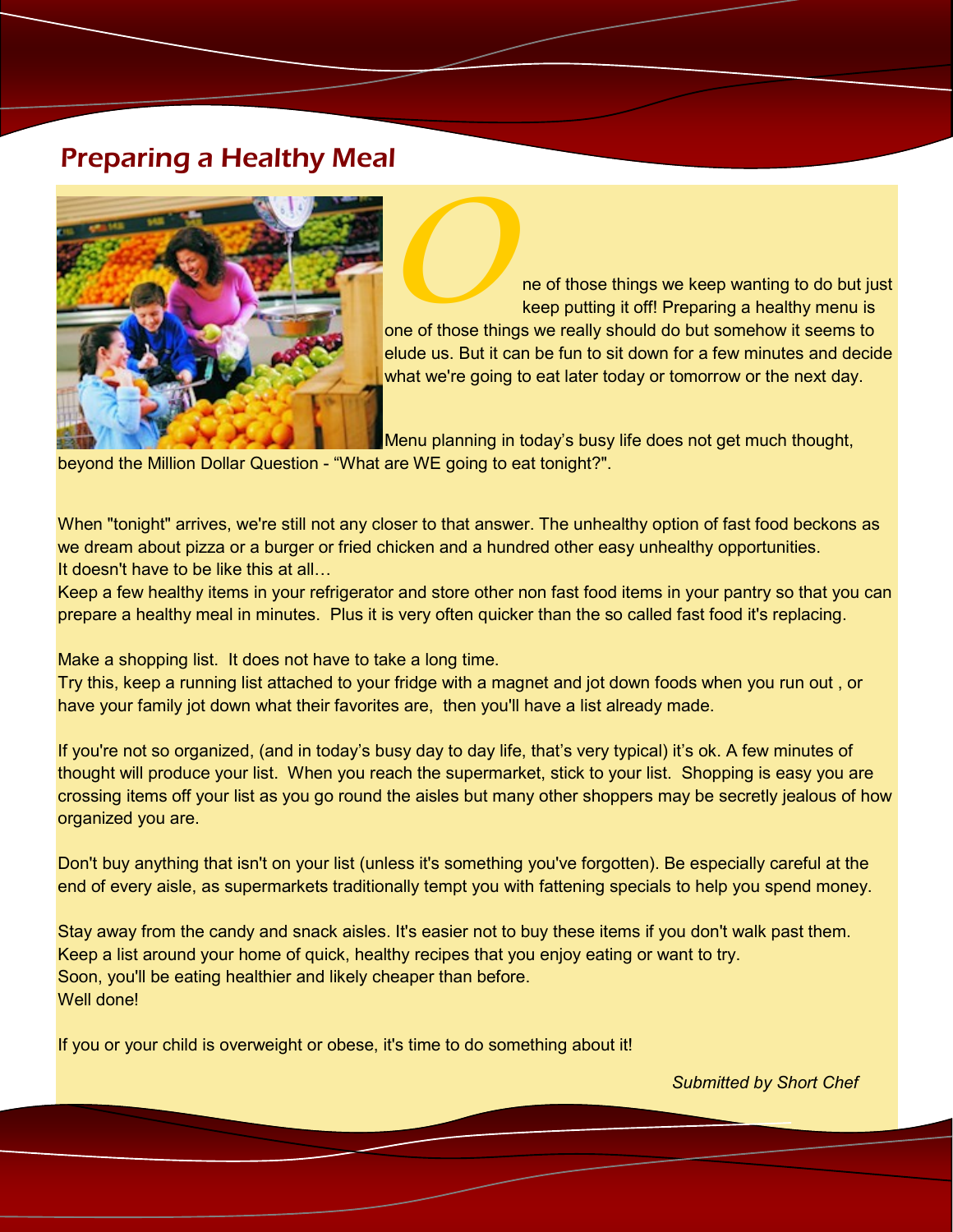## Preparing a Healthy Meal

One of those things we keep wanting to do but just keep putting it off! Preparing a healthy menu is one of those things we really should do but somehow it seems to elude us. But it can be fun to sit down for a few minutes and decide what we're going to eat later today or tomorrow or the next day.

Menu planning in today's busy life does not get much thought, beyond the Million Dollar Question - "What are WE going to eat tonight?".

When "tonight" arrives, we're still not any closer to that answer. The unhealthy option of fast food beckons as we dream about pizza or a burger or fried chicken and a hundred other easy unhealthy opportunities.
It doesn't have to be like this at all…
Keep a few healthy items in your refrigerator and store other non fast food items in your pantry so that you can prepare a healthy meal in minutes. Plus it is very often quicker than the so called fast food it's replacing.

Make a shopping list. It does not have to take a long time.
Try this, keep a running list attached to your fridge with a magnet and jot down foods when you run out , or have your family jot down what their favorites are, then you'll have a list already made.

If you're not so organized, (and in today's busy day to day life, that's very typical) it's ok. A few minutes of thought will produce your list. When you reach the supermarket, stick to your list. Shopping is easy you are crossing items off your list as you go round the aisles but many other shoppers may be secretly jealous of how organized you are.

Don't buy anything that isn't on your list (unless it's something you've forgotten). Be especially careful at the end of every aisle, as supermarkets traditionally tempt you with fattening specials to help you spend money.

Stay away from the candy and snack aisles. It's easier not to buy these items if you don't walk past them.
Keep a list around your home of quick, healthy recipes that you enjoy eating or want to try.
Soon, you'll be eating healthier and likely cheaper than before.
Well done!

If you or your child is overweight or obese, it's time to do something about it!

*Submitted by Short Chef*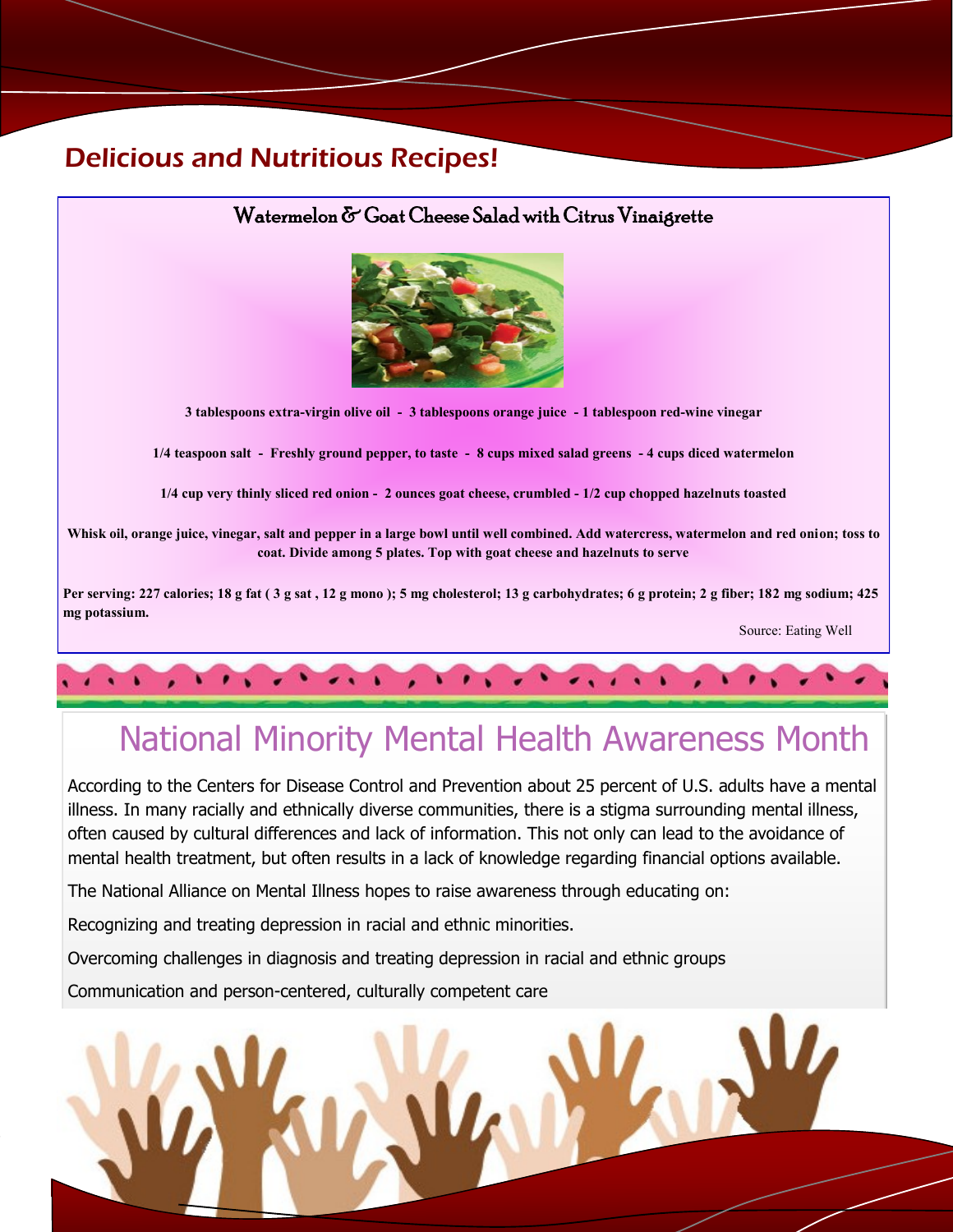# Delicious and Nutritious Recipes!

## Watermelon & Goat Cheese Salad with Citrus Vinaigrette

**3 tablespoons extra-virgin olive oil - 3 tablespoons orange juice - 1 tablespoon red-wine vinegar**

**1/4 teaspoon salt - Freshly ground pepper, to taste - 8 cups mixed salad greens - 4 cups diced watermelon**

**1/4 cup very thinly sliced red onion - 2 ounces goat cheese, crumbled - 1/2 cup chopped hazelnuts toasted**

**Whisk oil, orange juice, vinegar, salt and pepper in a large bowl until well combined. Add watercress, watermelon and red onion; toss to coat. Divide among 5 plates. Top with goat cheese and hazelnuts to serve**

**Per serving: 227 calories; 18 g fat ( 3 g sat , 12 g mono ); 5 mg cholesterol; 13 g carbohydrates; 6 g protein; 2 g fiber; 182 mg sodium; 425 mg potassium.**

Source: Eating Well

# National Minority Mental Health Awareness Month

According to the Centers for Disease Control and Prevention about 25 percent of U.S. adults have a mental illness. In many racially and ethnically diverse communities, there is a stigma surrounding mental illness, often caused by cultural differences and lack of information. This not only can lead to the avoidance of mental health treatment, but often results in a lack of knowledge regarding financial options available.

The National Alliance on Mental Illness hopes to raise awareness through educating on:

Recognizing and treating depression in racial and ethnic minorities.

Overcoming challenges in diagnosis and treating depression in racial and ethnic groups

Communication and person-centered, culturally competent care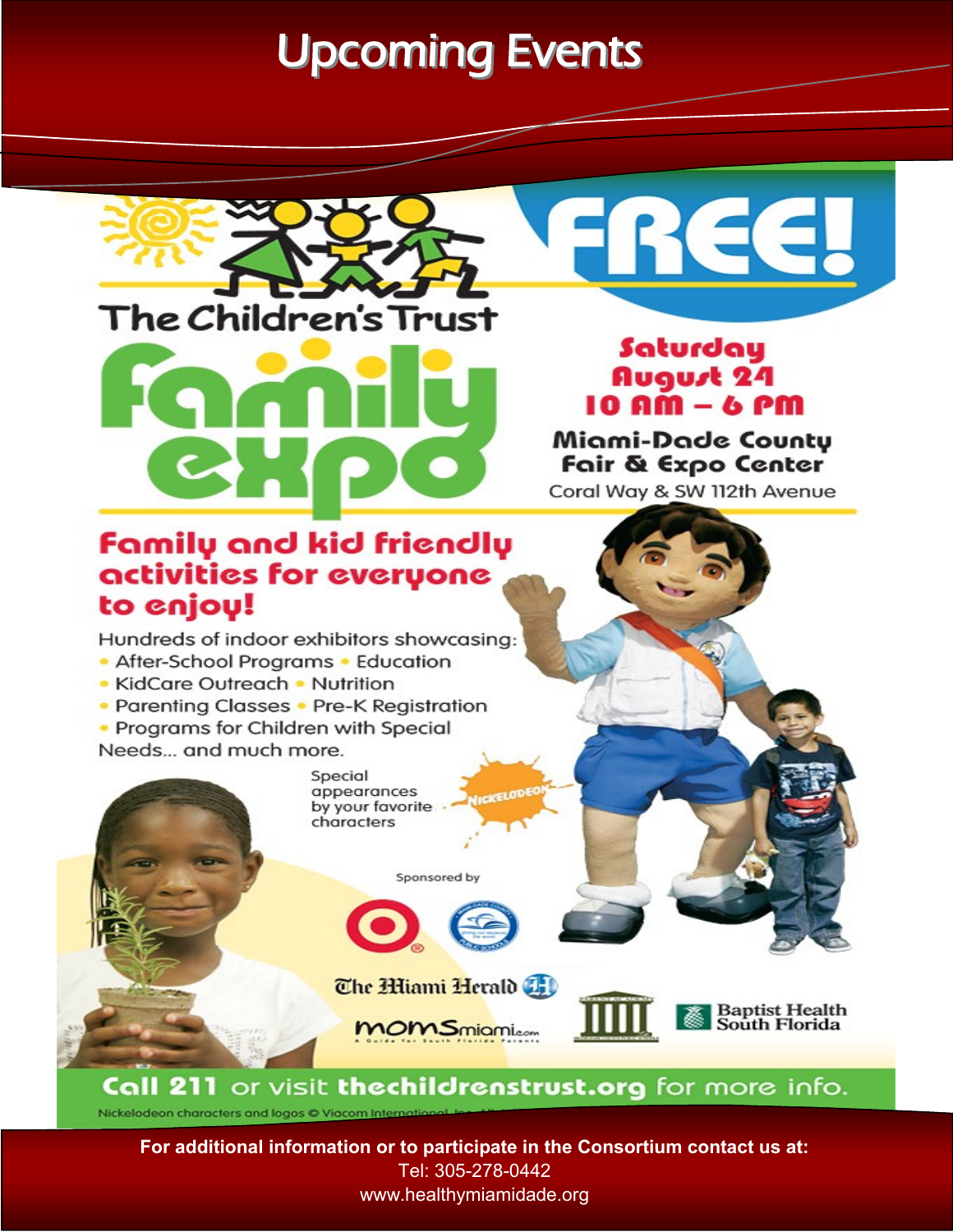# Upcoming Events

The Children's Trust

# Family Expo

**FREE!**

**Saturday August 24**
**10 AM – 6 PM**

**Miami-Dade County Fair & Expo Center**
Coral Way & SW 112th Avenue

## Family and kid friendly activities for everyone to enjoy!

Hundreds of indoor exhibitors showcasing:

- After-School Programs
- Education
- KidCare Outreach
- Nutrition
- Parenting Classes
- Pre-K Registration
- Programs for Children with Special Needs... and much more.

Special appearances by your favorite characters

NICKELODEON

Sponsored by

The Miami Herald

momsmiami.com — A Guide for South Florida Parents

Baptist Health South Florida

**Call 211** or visit **thechildrenstrust.org** for more info.

Nickelodeon characters and logos © Viacom International, Inc. All...

**For additional information or to participate in the Consortium contact us at:**
Tel: 305-278-0442
www.healthymiamidade.org